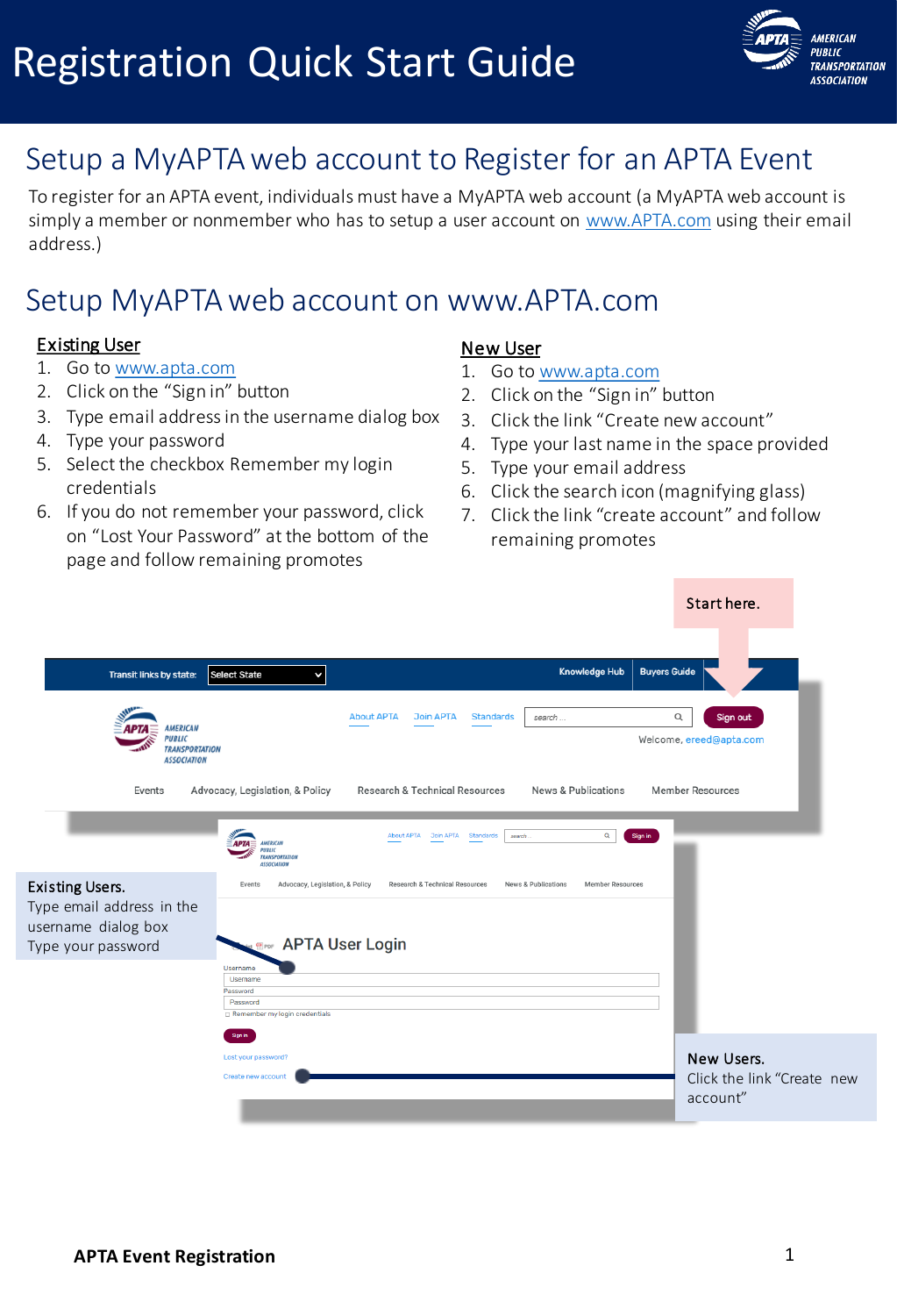# Registration Quick Start Guide

## Setup a MyAPTA web account to Register for an APTA Event

To register for an APTA event, individuals must have a MyAPTA web account (a MyAPTA web account is simply a member or nonmember who has to setup a user account on [www.APTA.com](www.APTA.com) using their email address.)

## Setup MyAPTA web account on www.APTA.com

**Existing User**

1. Go to [www.apta.com](www.apta.com)
2. Click on the "Sign in" button
3. Type email address in the username dialog box
4. Type your password
5. Select the checkbox Remember my login credentials
6. If you do not remember your password, click on "Lost Your Password" at the bottom of the page and follow remaining promotes

**New User**

1. Go to [www.apta.com](www.apta.com)
2. Click on the "Sign in" button
3. Click the link "Create new account"
4. Type your last name in the space provided
5. Type your email address
6. Click the search icon (magnifying glass)
7. Click the link "create account" and follow remaining promotes

Start here.

Existing Users.
Type email address in the username dialog box
Type your password

New Users.
Click the link "Create new account"

APTA Event Registration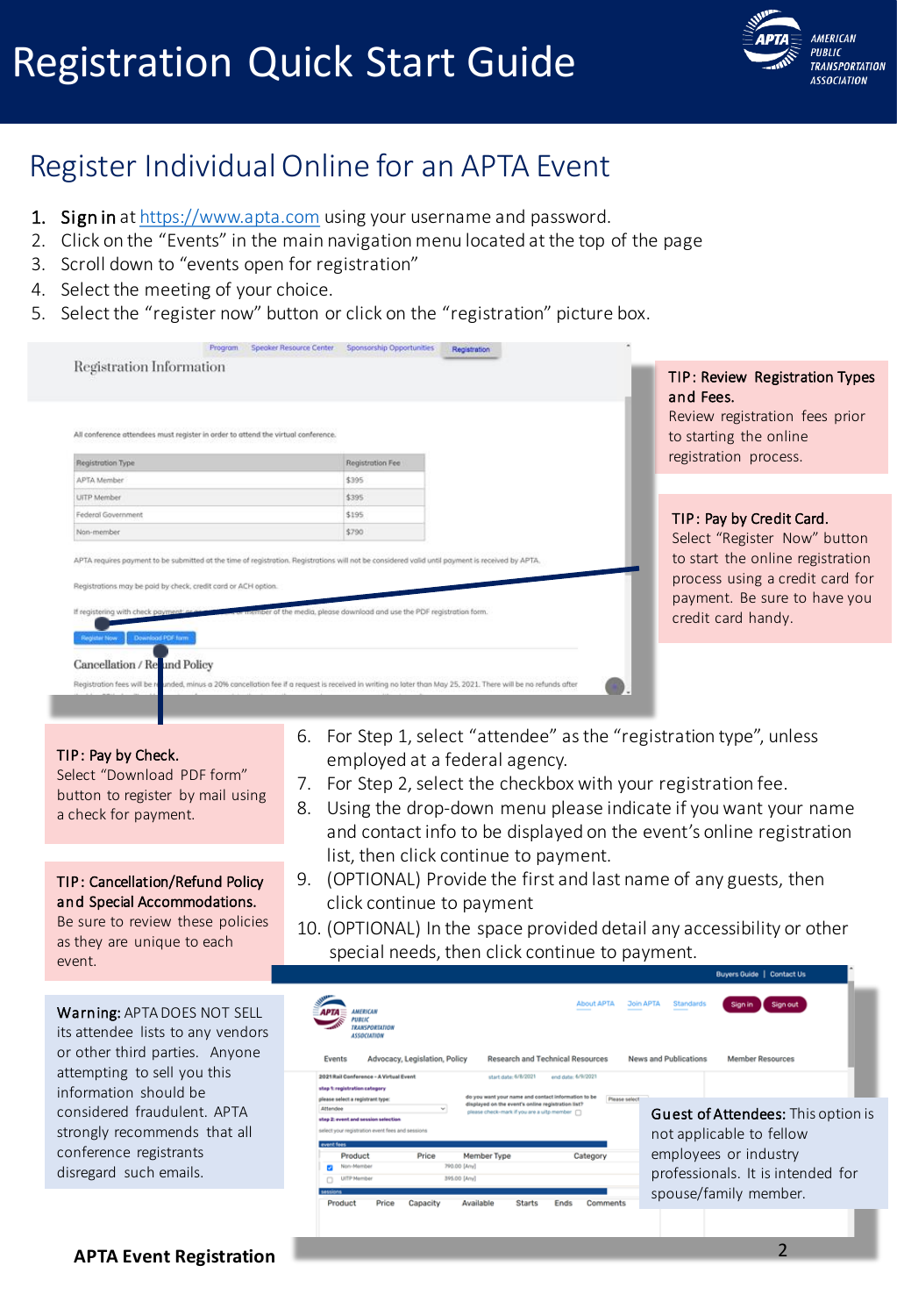# Registration Quick Start Guide

## Register Individual Online for an APTA Event

1. **Sign in** at https://www.apta.com using your username and password.
2. Click on the "Events" in the main navigation menu located at the top of the page
3. Scroll down to "events open for registration"
4. Select the meeting of your choice.
5. Select the "register now" button or click on the "registration" picture box.

**TIP: Review Registration Types and Fees.** Review registration fees prior to starting the online registration process.

**TIP: Pay by Credit Card.** Select "Register Now" button to start the online registration process using a credit card for payment. Be sure to have you credit card handy.

**TIP: Pay by Check.** Select "Download PDF form" button to register by mail using a check for payment.

**TIP: Cancellation/Refund Policy and Special Accommodations.** Be sure to review these policies as they are unique to each event.

**Warning:** APTA DOES NOT SELL its attendee lists to any vendors or other third parties. Anyone attempting to sell you this information should be considered fraudulent. APTA strongly recommends that all conference registrants disregard such emails.

6. For Step 1, select "attendee" as the "registration type", unless employed at a federal agency.
7. For Step 2, select the checkbox with your registration fee.
8. Using the drop-down menu please indicate if you want your name and contact info to be displayed on the event's online registration list, then click continue to payment.
9. (OPTIONAL) Provide the first and last name of any guests, then click continue to payment
10. (OPTIONAL) In the space provided detail any accessibility or other special needs, then click continue to payment.

**Guest of Attendees:** This option is not applicable to fellow employees or industry professionals. It is intended for spouse/family member.

**APTA Event Registration**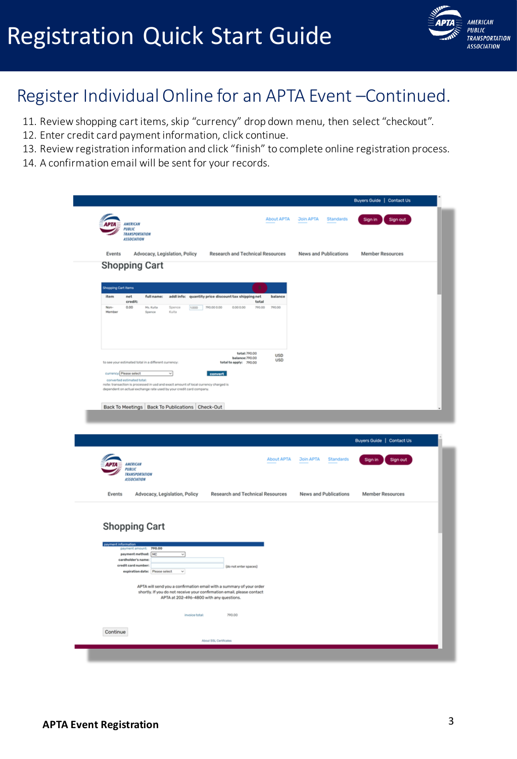## Register Individual Online for an APTA Event –Continued.

11. Review shopping cart items, skip “currency” drop down menu, then select “checkout”.
12. Enter credit card payment information, click continue.
13. Review registration information and click “finish” to complete online registration process.
14. A confirmation email will be sent for your records.

**APTA Event Registration**